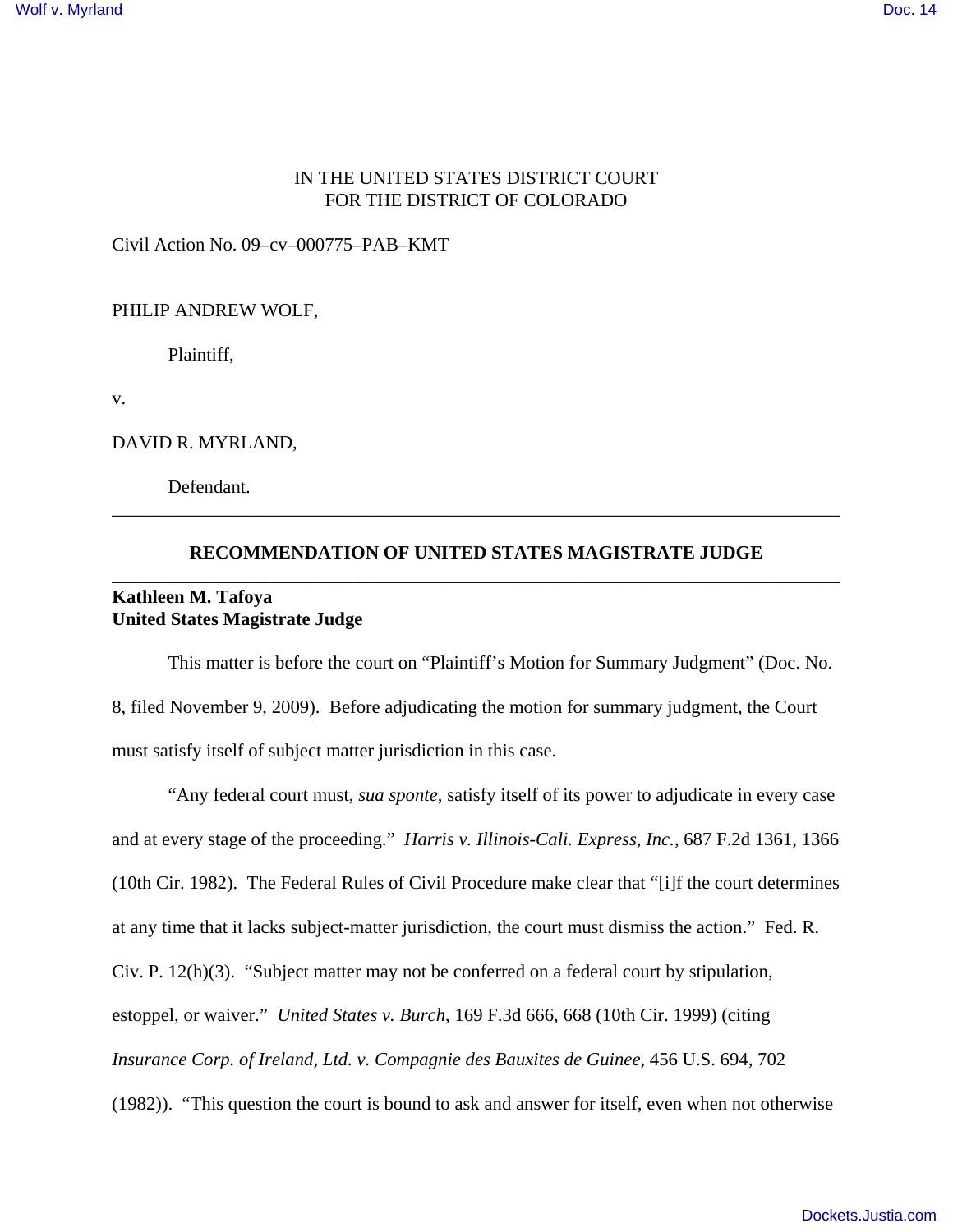IN THE UNITED STATES DISTRICT COURT
FOR THE DISTRICT OF COLORADO

Civil Action No. 09–cv–000775–PAB–KMT

PHILIP ANDREW WOLF,

Plaintiff,

v.

DAVID R. MYRLAND,

Defendant.

---

## RECOMMENDATION OF UNITED STATES MAGISTRATE JUDGE

---

**Kathleen M. Tafoya**
**United States Magistrate Judge**

This matter is before the court on "Plaintiff's Motion for Summary Judgment" (Doc. No. 8, filed November 9, 2009). Before adjudicating the motion for summary judgment, the Court must satisfy itself of subject matter jurisdiction in this case.

"Any federal court must, *sua sponte*, satisfy itself of its power to adjudicate in every case and at every stage of the proceeding." *Harris v. Illinois-Cali. Express, Inc.*, 687 F.2d 1361, 1366 (10th Cir. 1982). The Federal Rules of Civil Procedure make clear that "[i]f the court determines at any time that it lacks subject-matter jurisdiction, the court must dismiss the action." Fed. R. Civ. P. 12(h)(3). "Subject matter may not be conferred on a federal court by stipulation, estoppel, or waiver." *United States v. Burch*, 169 F.3d 666, 668 (10th Cir. 1999) (citing *Insurance Corp. of Ireland, Ltd. v. Compagnie des Bauxites de Guinee*, 456 U.S. 694, 702 (1982)). "This question the court is bound to ask and answer for itself, even when not otherwise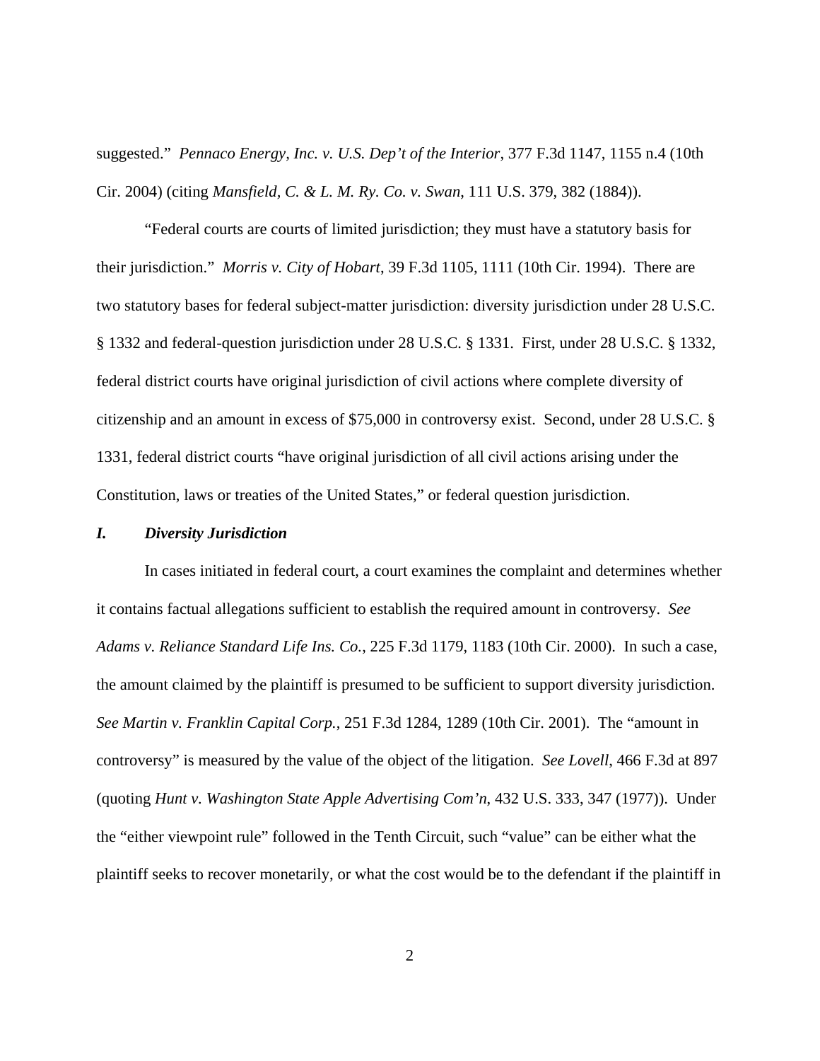suggested." *Pennaco Energy, Inc. v. U.S. Dep't of the Interior*, 377 F.3d 1147, 1155 n.4 (10th Cir. 2004) (citing *Mansfield, C. & L. M. Ry. Co. v. Swan*, 111 U.S. 379, 382 (1884)).

"Federal courts are courts of limited jurisdiction; they must have a statutory basis for their jurisdiction." *Morris v. City of Hobart*, 39 F.3d 1105, 1111 (10th Cir. 1994). There are two statutory bases for federal subject-matter jurisdiction: diversity jurisdiction under 28 U.S.C. § 1332 and federal-question jurisdiction under 28 U.S.C. § 1331. First, under 28 U.S.C. § 1332, federal district courts have original jurisdiction of civil actions where complete diversity of citizenship and an amount in excess of $75,000 in controversy exist. Second, under 28 U.S.C. § 1331, federal district courts "have original jurisdiction of all civil actions arising under the Constitution, laws or treaties of the United States," or federal question jurisdiction.

## *I. Diversity Jurisdiction*

In cases initiated in federal court, a court examines the complaint and determines whether it contains factual allegations sufficient to establish the required amount in controversy. *See Adams v. Reliance Standard Life Ins. Co.*, 225 F.3d 1179, 1183 (10th Cir. 2000). In such a case, the amount claimed by the plaintiff is presumed to be sufficient to support diversity jurisdiction. *See Martin v. Franklin Capital Corp.*, 251 F.3d 1284, 1289 (10th Cir. 2001). The "amount in controversy" is measured by the value of the object of the litigation. *See Lovell*, 466 F.3d at 897 (quoting *Hunt v. Washington State Apple Advertising Com'n*, 432 U.S. 333, 347 (1977)). Under the "either viewpoint rule" followed in the Tenth Circuit, such "value" can be either what the plaintiff seeks to recover monetarily, or what the cost would be to the defendant if the plaintiff in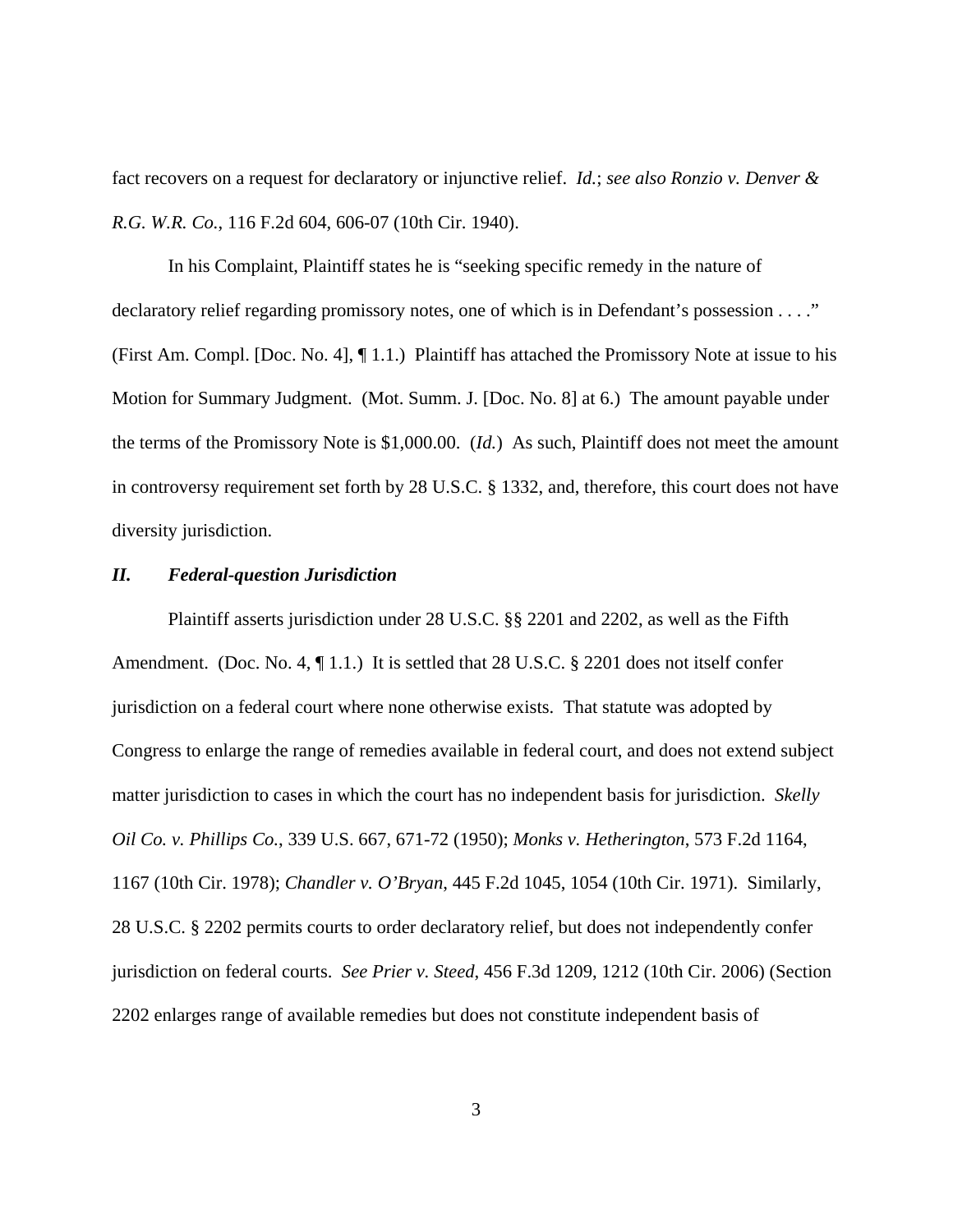fact recovers on a request for declaratory or injunctive relief. *Id.*; *see also Ronzio v. Denver & R.G. W.R. Co.*, 116 F.2d 604, 606-07 (10th Cir. 1940).

In his Complaint, Plaintiff states he is "seeking specific remedy in the nature of declaratory relief regarding promissory notes, one of which is in Defendant's possession . . . ." (First Am. Compl. [Doc. No. 4], ¶ 1.1.) Plaintiff has attached the Promissory Note at issue to his Motion for Summary Judgment. (Mot. Summ. J. [Doc. No. 8] at 6.) The amount payable under the terms of the Promissory Note is $1,000.00. (*Id.*) As such, Plaintiff does not meet the amount in controversy requirement set forth by 28 U.S.C. § 1332, and, therefore, this court does not have diversity jurisdiction.

### ***II. Federal-question Jurisdiction***

Plaintiff asserts jurisdiction under 28 U.S.C. §§ 2201 and 2202, as well as the Fifth Amendment. (Doc. No. 4, ¶ 1.1.) It is settled that 28 U.S.C. § 2201 does not itself confer jurisdiction on a federal court where none otherwise exists. That statute was adopted by Congress to enlarge the range of remedies available in federal court, and does not extend subject matter jurisdiction to cases in which the court has no independent basis for jurisdiction. *Skelly Oil Co. v. Phillips Co.*, 339 U.S. 667, 671-72 (1950); *Monks v. Hetherington*, 573 F.2d 1164, 1167 (10th Cir. 1978); *Chandler v. O'Bryan*, 445 F.2d 1045, 1054 (10th Cir. 1971). Similarly, 28 U.S.C. § 2202 permits courts to order declaratory relief, but does not independently confer jurisdiction on federal courts. *See Prier v. Steed*, 456 F.3d 1209, 1212 (10th Cir. 2006) (Section 2202 enlarges range of available remedies but does not constitute independent basis of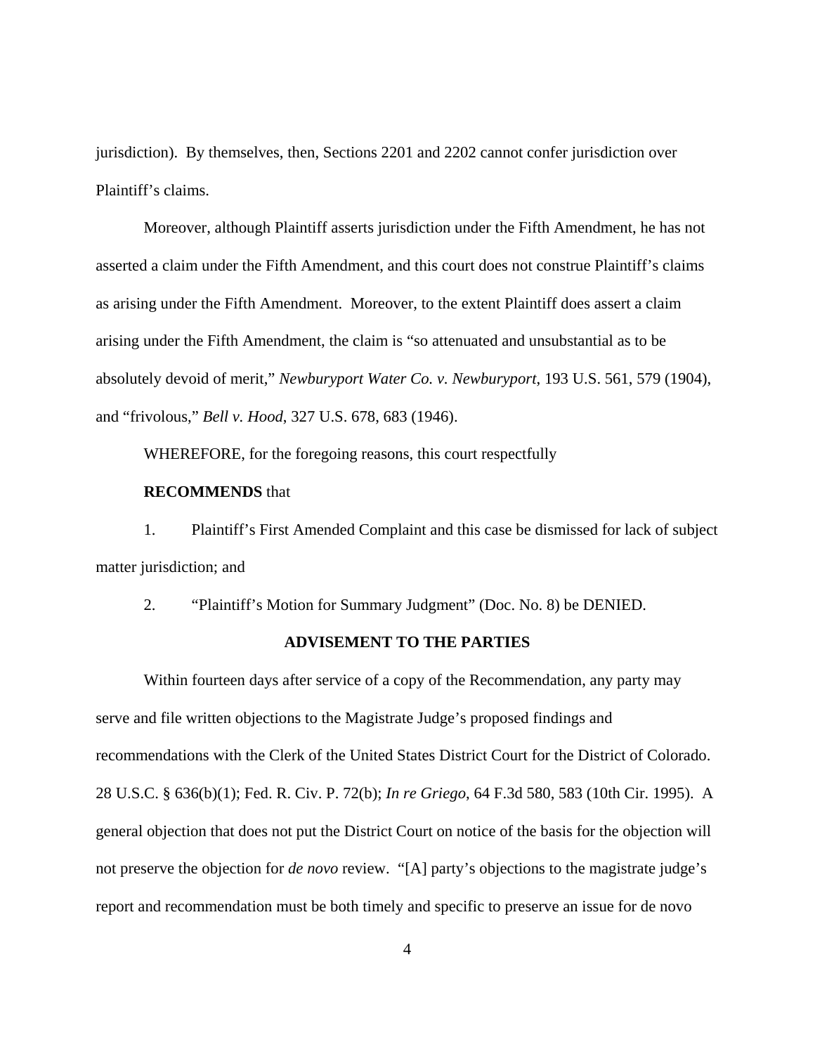jurisdiction). By themselves, then, Sections 2201 and 2202 cannot confer jurisdiction over Plaintiff's claims.

Moreover, although Plaintiff asserts jurisdiction under the Fifth Amendment, he has not asserted a claim under the Fifth Amendment, and this court does not construe Plaintiff's claims as arising under the Fifth Amendment. Moreover, to the extent Plaintiff does assert a claim arising under the Fifth Amendment, the claim is "so attenuated and unsubstantial as to be absolutely devoid of merit," *Newburyport Water Co. v. Newburyport*, 193 U.S. 561, 579 (1904), and "frivolous," *Bell v. Hood*, 327 U.S. 678, 683 (1946).

WHEREFORE, for the foregoing reasons, this court respectfully

**RECOMMENDS** that

1. Plaintiff's First Amended Complaint and this case be dismissed for lack of subject matter jurisdiction; and

2. "Plaintiff's Motion for Summary Judgment" (Doc. No. 8) be DENIED.

**ADVISEMENT TO THE PARTIES**

Within fourteen days after service of a copy of the Recommendation, any party may serve and file written objections to the Magistrate Judge's proposed findings and recommendations with the Clerk of the United States District Court for the District of Colorado. 28 U.S.C. § 636(b)(1); Fed. R. Civ. P. 72(b); *In re Griego*, 64 F.3d 580, 583 (10th Cir. 1995). A general objection that does not put the District Court on notice of the basis for the objection will not preserve the objection for *de novo* review. "[A] party's objections to the magistrate judge's report and recommendation must be both timely and specific to preserve an issue for de novo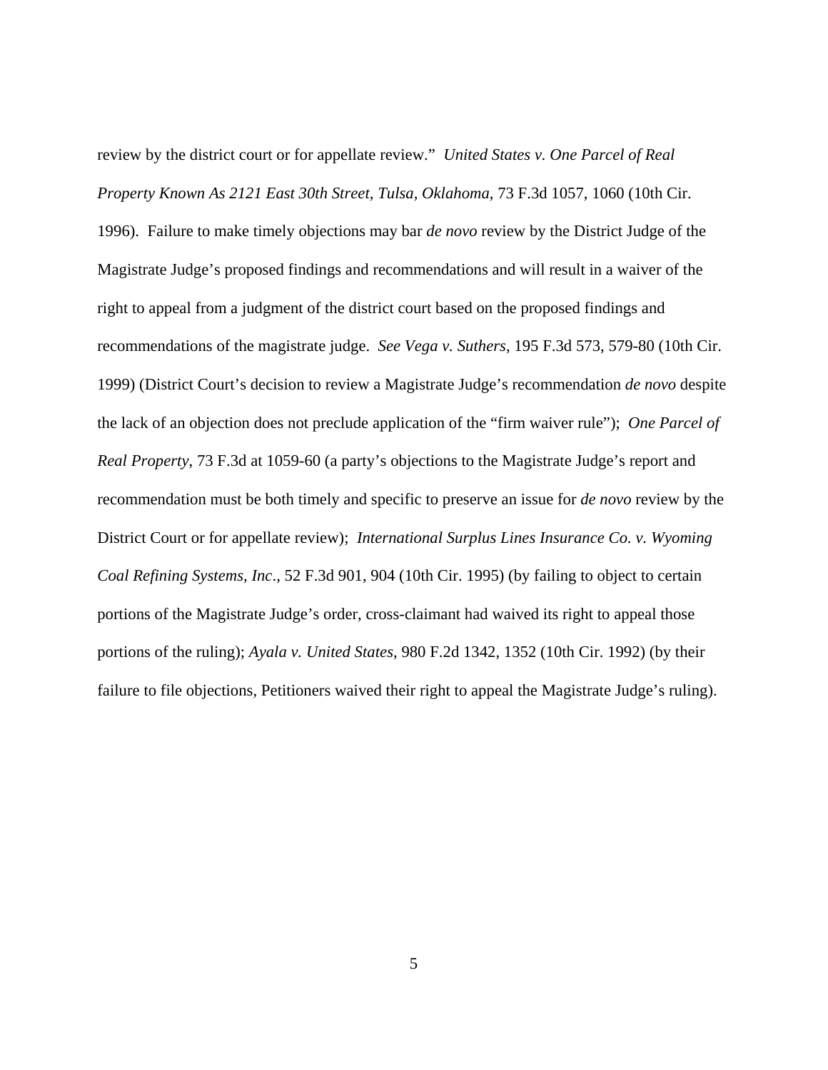review by the district court or for appellate review." *United States v. One Parcel of Real Property Known As 2121 East 30th Street, Tulsa, Oklahoma*, 73 F.3d 1057, 1060 (10th Cir. 1996). Failure to make timely objections may bar *de novo* review by the District Judge of the Magistrate Judge's proposed findings and recommendations and will result in a waiver of the right to appeal from a judgment of the district court based on the proposed findings and recommendations of the magistrate judge. *See Vega v. Suthers*, 195 F.3d 573, 579-80 (10th Cir. 1999) (District Court's decision to review a Magistrate Judge's recommendation *de novo* despite the lack of an objection does not preclude application of the "firm waiver rule"); *One Parcel of Real Property*, 73 F.3d at 1059-60 (a party's objections to the Magistrate Judge's report and recommendation must be both timely and specific to preserve an issue for *de novo* review by the District Court or for appellate review); *International Surplus Lines Insurance Co. v. Wyoming Coal Refining Systems, Inc*., 52 F.3d 901, 904 (10th Cir. 1995) (by failing to object to certain portions of the Magistrate Judge's order, cross-claimant had waived its right to appeal those portions of the ruling); *Ayala v. United States*, 980 F.2d 1342, 1352 (10th Cir. 1992) (by their failure to file objections, Petitioners waived their right to appeal the Magistrate Judge's ruling).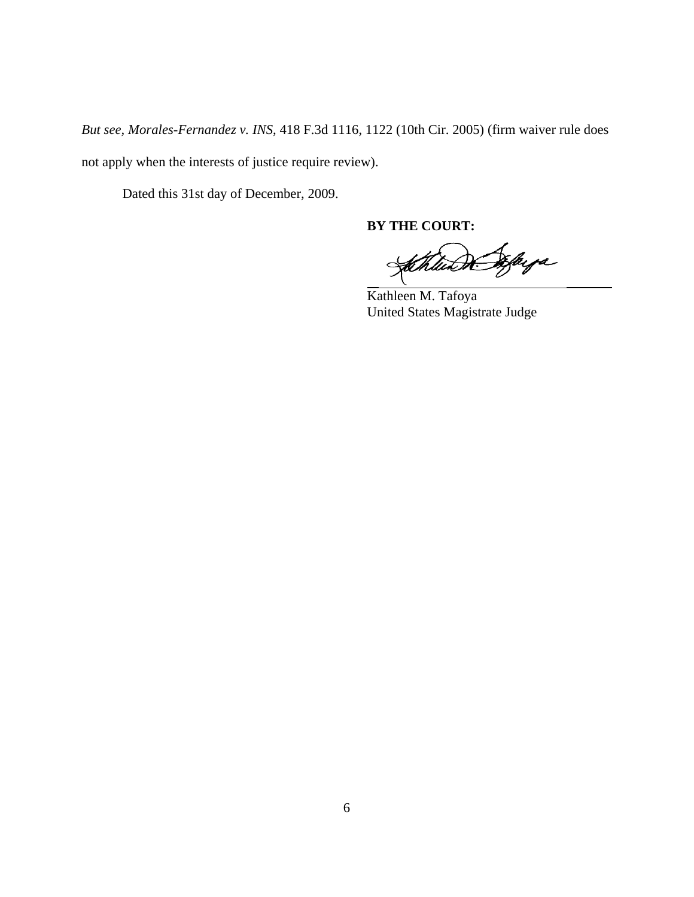*But see, Morales-Fernandez v. INS*, 418 F.3d 1116, 1122 (10th Cir. 2005) (firm waiver rule does not apply when the interests of justice require review).

Dated this 31st day of December, 2009.

**BY THE COURT:**

Kathleen M. Tafoya
United States Magistrate Judge